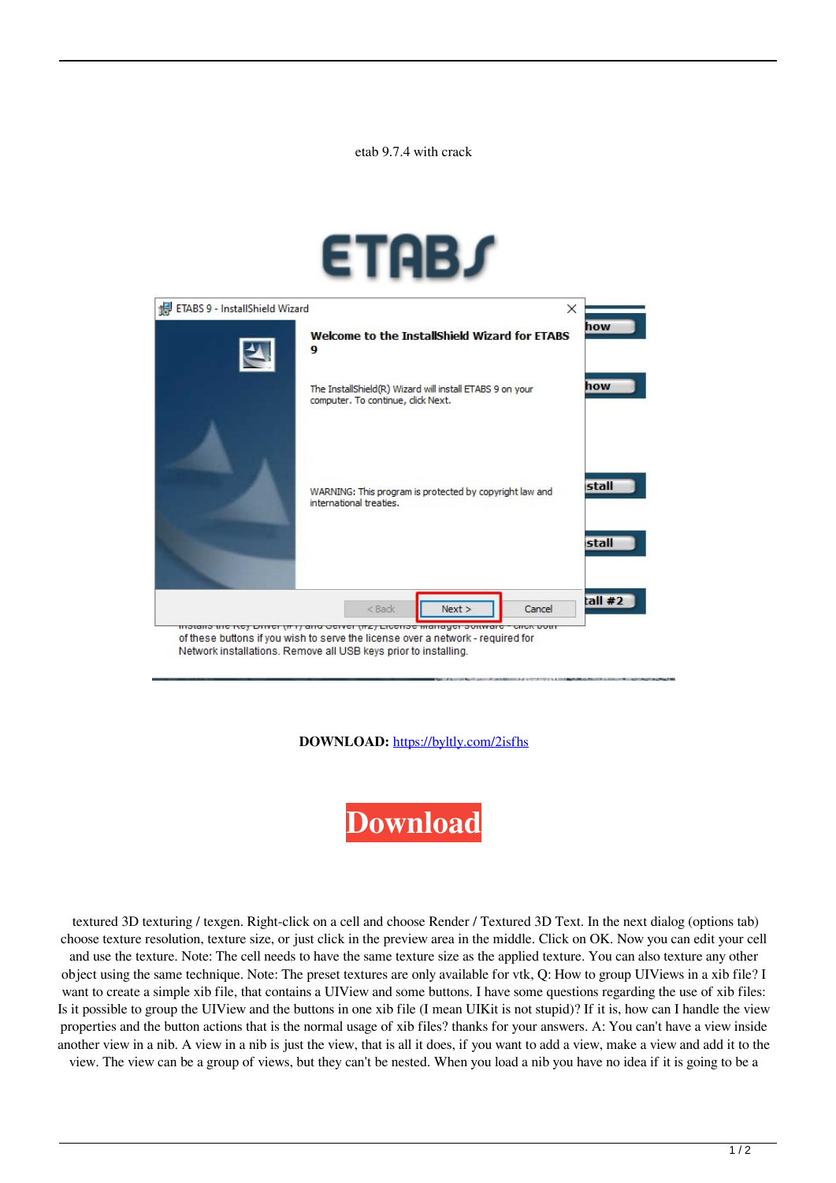etab 9.7.4 with crack

DOWNLOAD: https://byltly.com/2isfhs

Download

textured 3D texturing / texgen. Right-click on a cell and choose Render / Textured 3D Text. In the next dialog (options tab) choose texture resolution, texture size, or just click in the preview area in the middle. Click on OK. Now you can edit your cell and use the texture. Note: The cell needs to have the same texture size as the applied texture. You can also texture any other object using the same technique. Note: The preset textures are only available for vtk, Q: How to group UIViews in a xib file? I want to create a simple xib file, that contains a UIView and some buttons. I have some questions regarding the use of xib files: Is it possible to group the UIView and the buttons in one xib file (I mean UIKit is not stupid)? If it is, how can I handle the view properties and the button actions that is the normal usage of xib files? thanks for your answers. A: You can't have a view inside another view in a nib. A view in a nib is just the view, that is all it does, if you want to add a view, make a view and add it to the view. The view can be a group of views, but they can't be nested. When you load a nib you have no idea if it is going to be a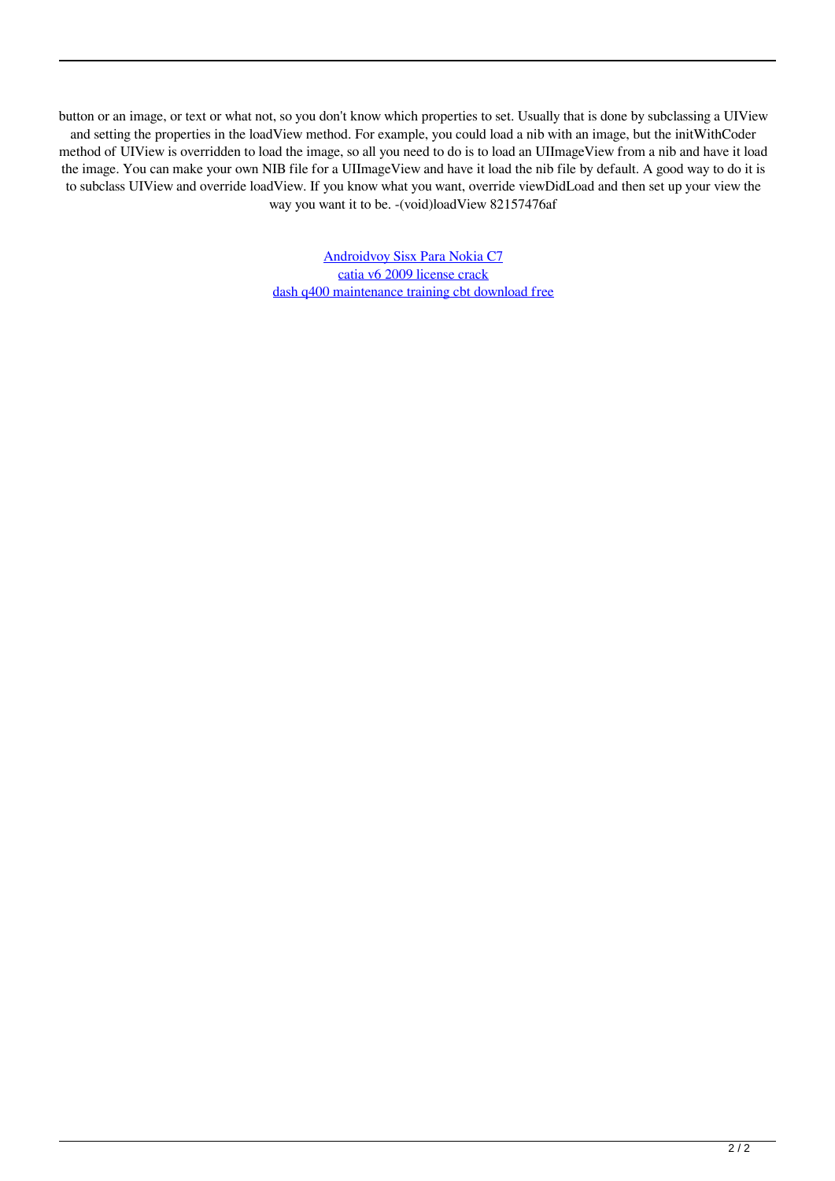button or an image, or text or what not, so you don't know which properties to set. Usually that is done by subclassing a UIView and setting the properties in the loadView method. For example, you could load a nib with an image, but the initWithCoder method of UIView is overridden to load the image, so all you need to do is to load an UIImageView from a nib and have it load the image. You can make your own NIB file for a UIImageView and have it load the nib file by default. A good way to do it is to subclass UIView and override loadView. If you know what you want, override viewDidLoad and then set up your view the way you want it to be. -(void)loadView 82157476af

Androidvoy Sisx Para Nokia C7
catia v6 2009 license crack
dash q400 maintenance training cbt download free